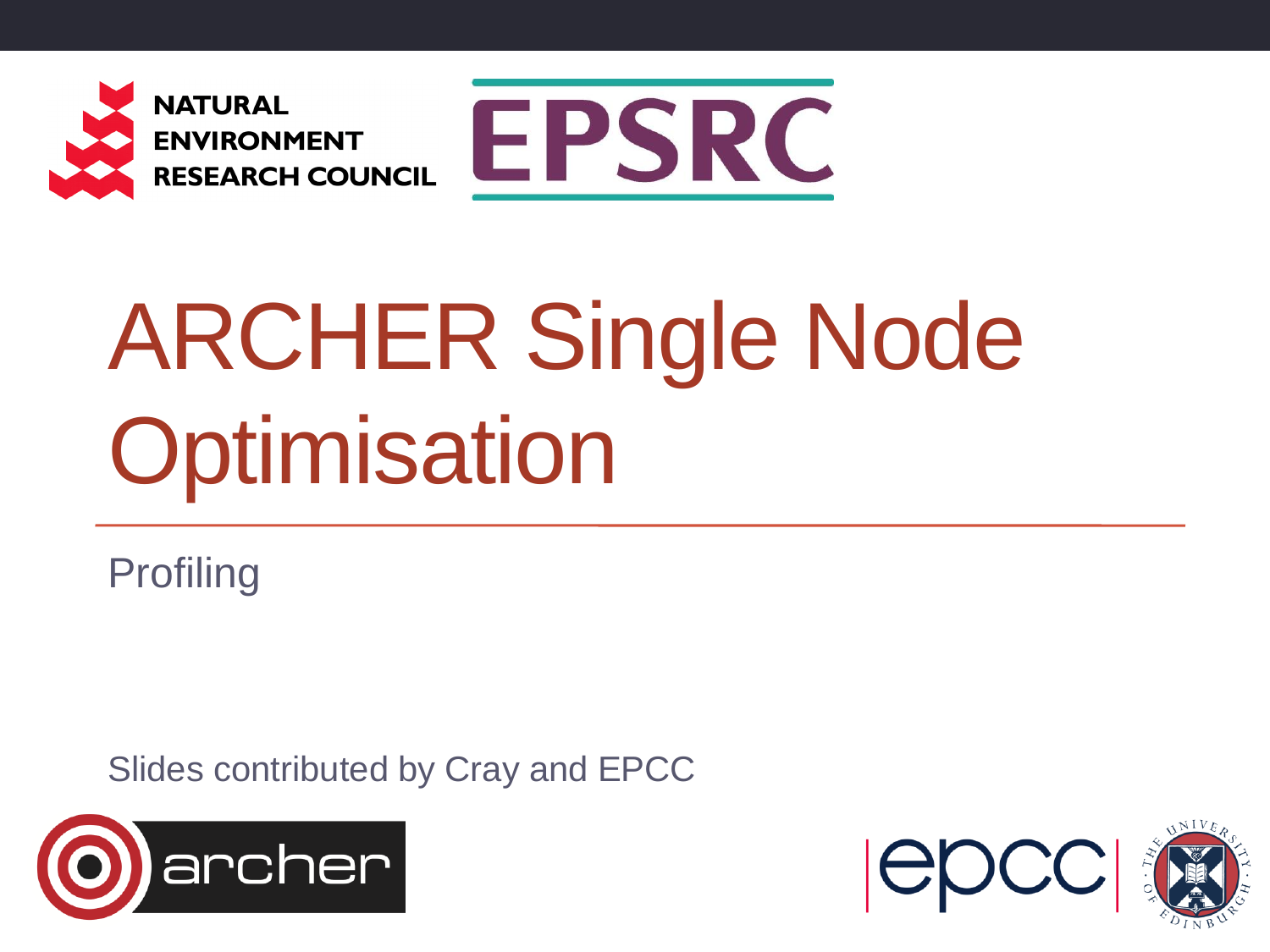# ARCHER Single Node Optimisation

Profiling

Slides contributed by Cray and EPCC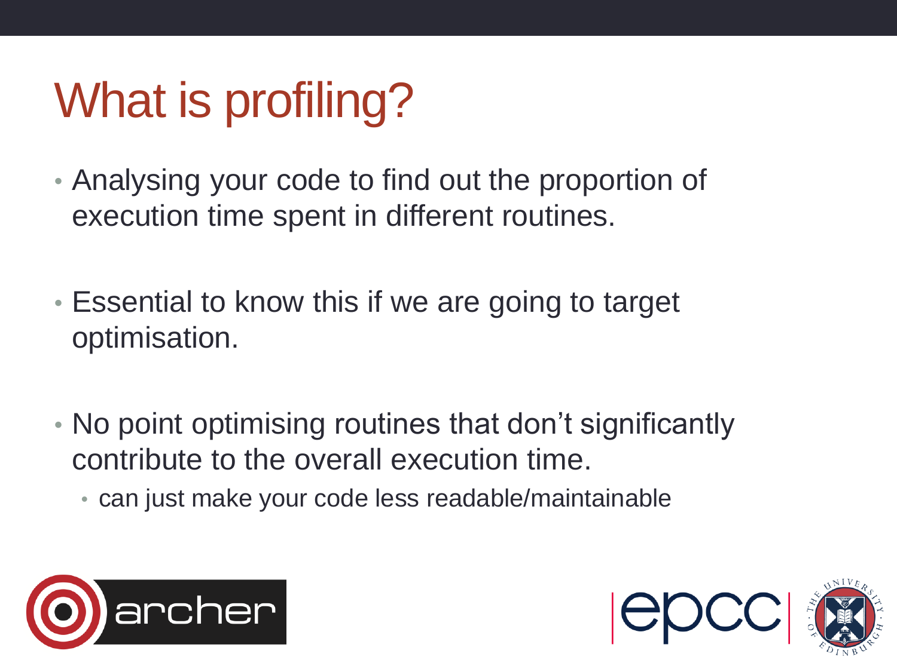# What is profiling?

- Analysing your code to find out the proportion of execution time spent in different routines.
- Essential to know this if we are going to target optimisation.
- No point optimising routines that don't significantly contribute to the overall execution time.
  - can just make your code less readable/maintainable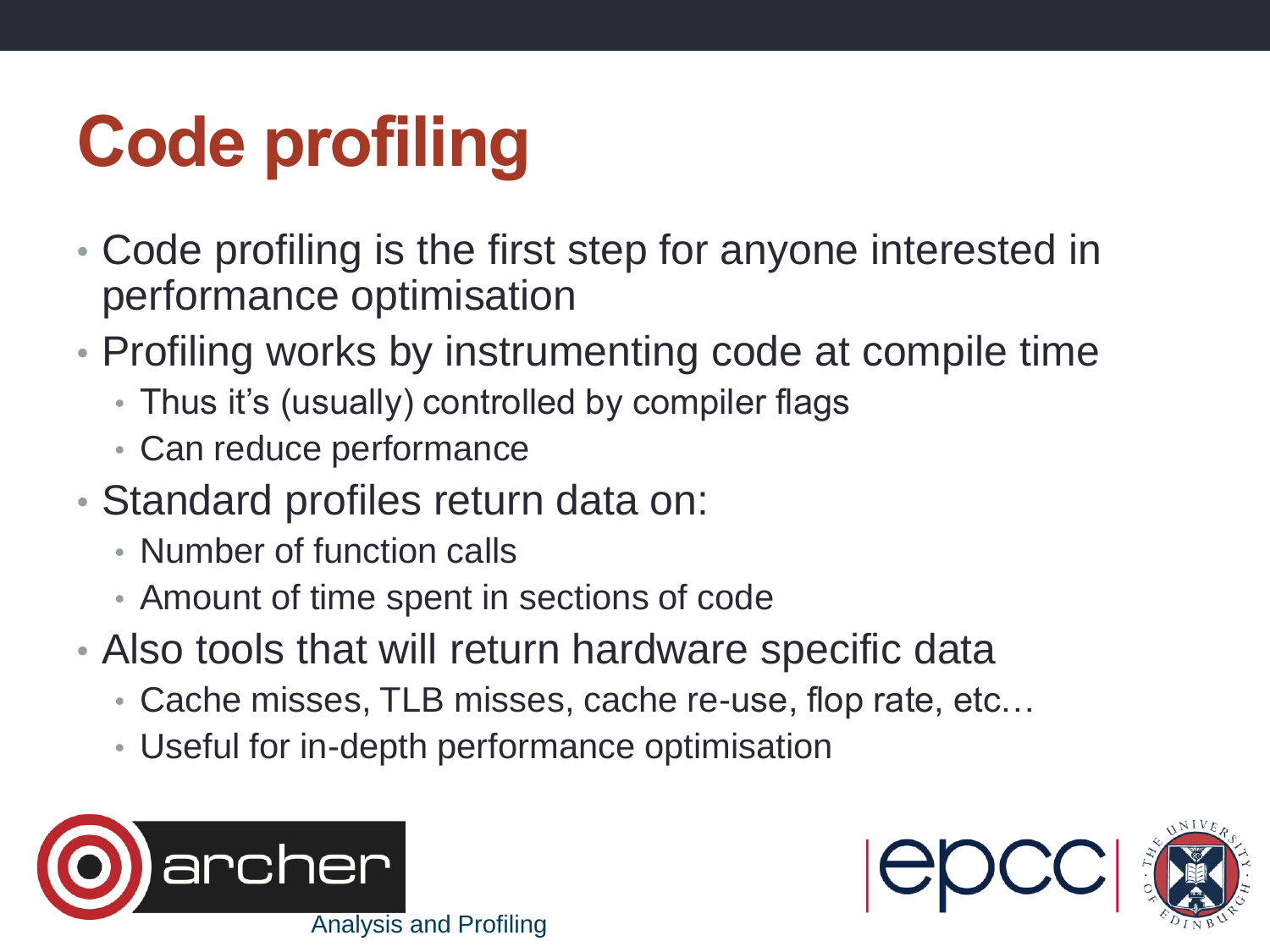# Code profiling

- Code profiling is the first step for anyone interested in performance optimisation
- Profiling works by instrumenting code at compile time
  - Thus it's (usually) controlled by compiler flags
  - Can reduce performance
- Standard profiles return data on:
  - Number of function calls
  - Amount of time spent in sections of code
- Also tools that will return hardware specific data
  - Cache misses, TLB misses, cache re-use, flop rate, etc…
  - Useful for in-depth performance optimisation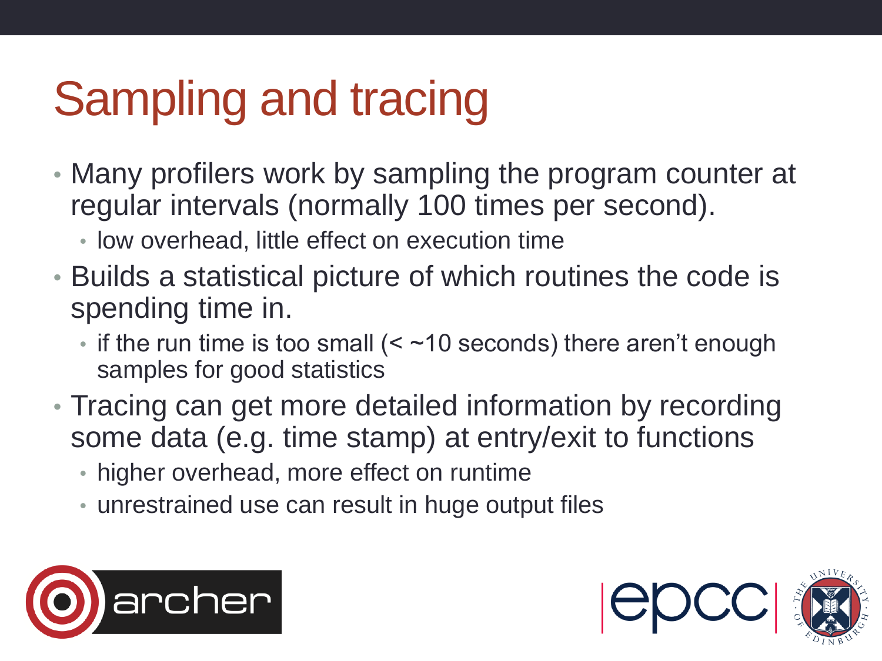# Sampling and tracing

- Many profilers work by sampling the program counter at regular intervals (normally 100 times per second).
  - low overhead, little effect on execution time
- Builds a statistical picture of which routines the code is spending time in.
  - if the run time is too small (< ~10 seconds) there aren't enough samples for good statistics
- Tracing can get more detailed information by recording some data (e.g. time stamp) at entry/exit to functions
  - higher overhead, more effect on runtime
  - unrestrained use can result in huge output files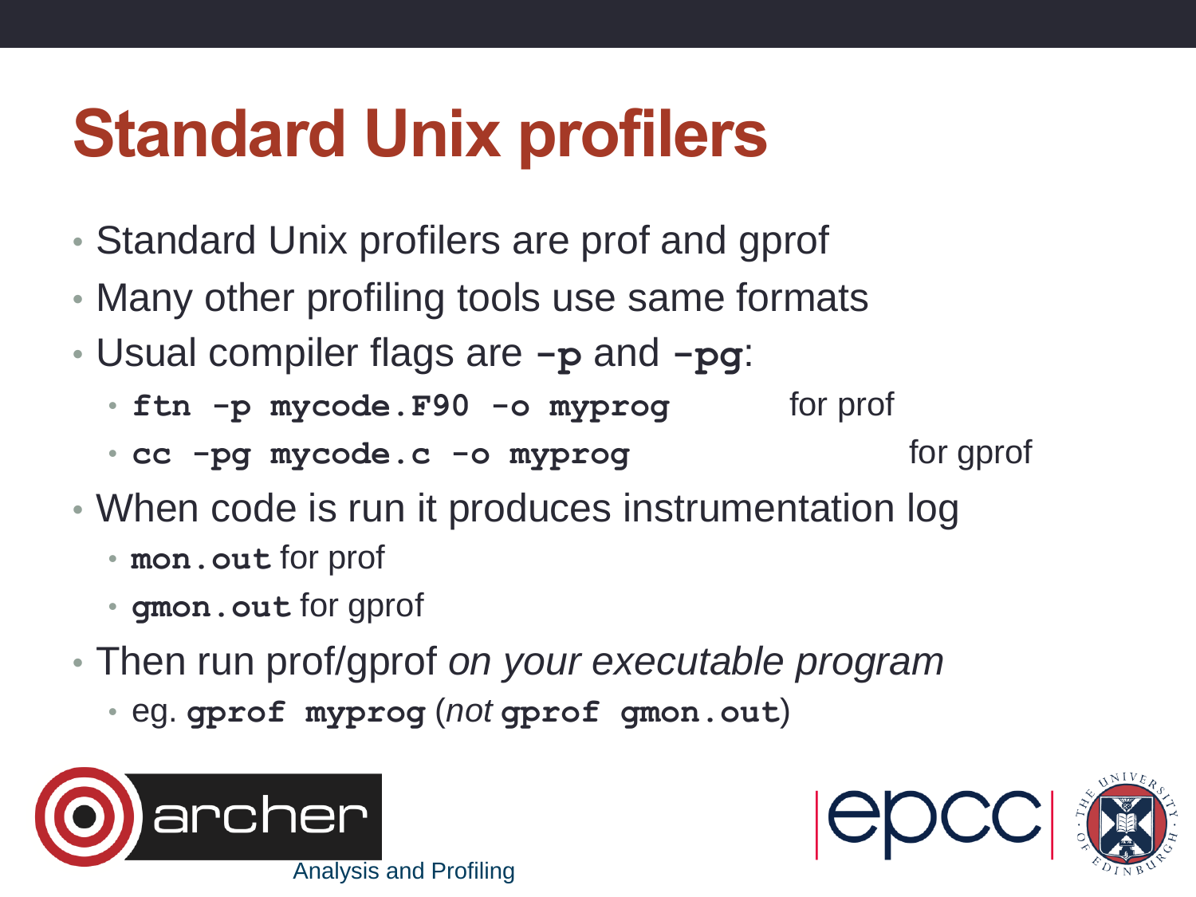# Standard Unix profilers

- Standard Unix profilers are prof and gprof
- Many other profiling tools use same formats
- Usual compiler flags are **`-p`** and **`-pg`**:
  - **`ftn -p mycode.F90 -o myprog`** for prof
  - **`cc -pg mycode.c -o myprog`** for gprof
- When code is run it produces instrumentation log
  - **`mon.out`** for prof
  - **`gmon.out`** for gprof
- Then run prof/gprof *on your executable program*
  - eg. **`gprof myprog`** (*not* **`gprof gmon.out`**)

Analysis and Profiling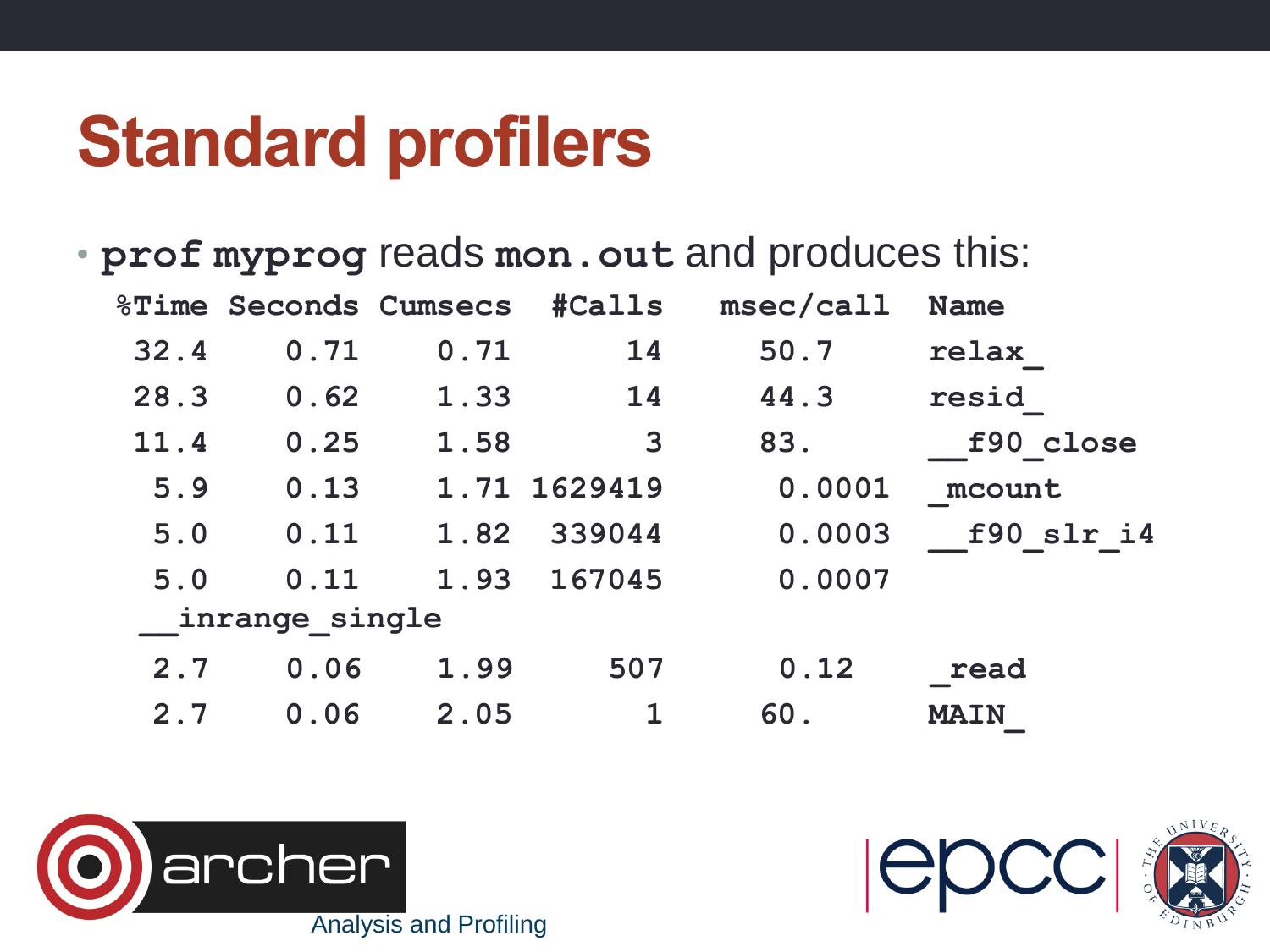# Standard profilers

- **`prof myprog`** reads **`mon.out`** and produces this:

```
 %Time Seconds Cumsecs  #Calls   msec/call  Name
  32.4    0.71    0.71      14     50.7     relax_
  28.3    0.62    1.33      14     44.3     resid_
  11.4    0.25    1.58       3     83.      __f90_close
   5.9    0.13    1.71 1629419      0.0001  _mcount
   5.0    0.11    1.82  339044      0.0003  __f90_slr_i4
   5.0    0.11    1.93  167045      0.0007
  __inrange_single
   2.7    0.06    1.99     507      0.12    _read
   2.7    0.06    2.05       1     60.      MAIN_
```

Analysis and Profiling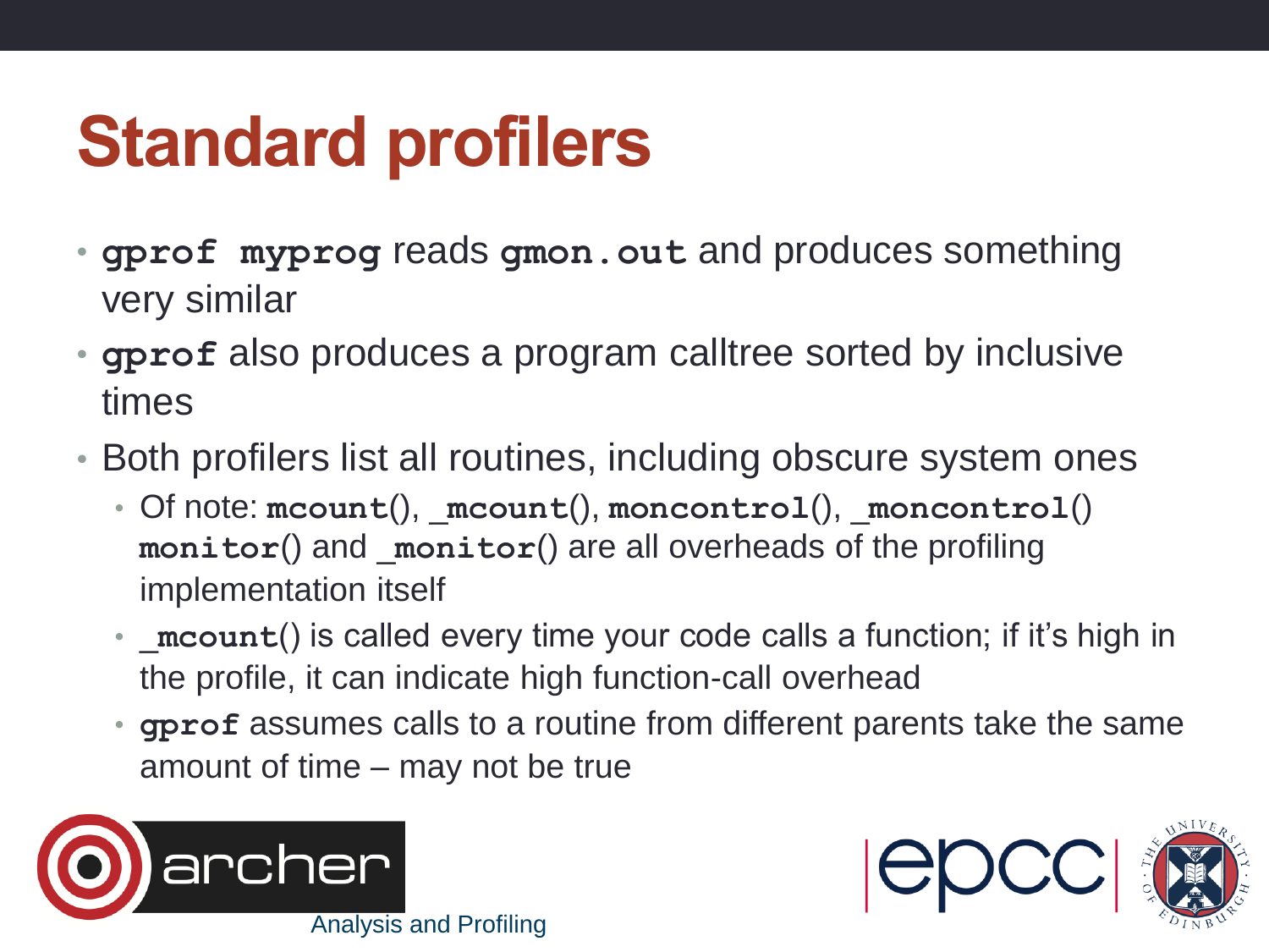# Standard profilers

- **gprof myprog** reads **gmon.out** and produces something very similar
- **gprof** also produces a program calltree sorted by inclusive times
- Both profilers list all routines, including obscure system ones
  - Of note: **mcount**(), **_mcount**(), **moncontrol**(), **_moncontrol**() **monitor**() and **_monitor**() are all overheads of the profiling implementation itself
  - **_mcount**() is called every time your code calls a function; if it's high in the profile, it can indicate high function-call overhead
  - **gprof** assumes calls to a routine from different parents take the same amount of time – may not be true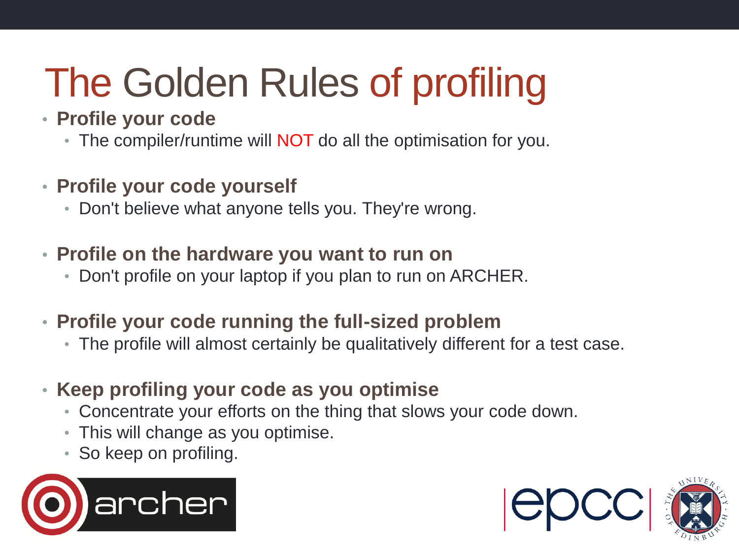# The Golden Rules of profiling

- **Profile your code**
  - The compiler/runtime will NOT do all the optimisation for you.
- **Profile your code yourself**
  - Don't believe what anyone tells you. They're wrong.
- **Profile on the hardware you want to run on**
  - Don't profile on your laptop if you plan to run on ARCHER.
- **Profile your code running the full-sized problem**
  - The profile will almost certainly be qualitatively different for a test case.
- **Keep profiling your code as you optimise**
  - Concentrate your efforts on the thing that slows your code down.
  - This will change as you optimise.
  - So keep on profiling.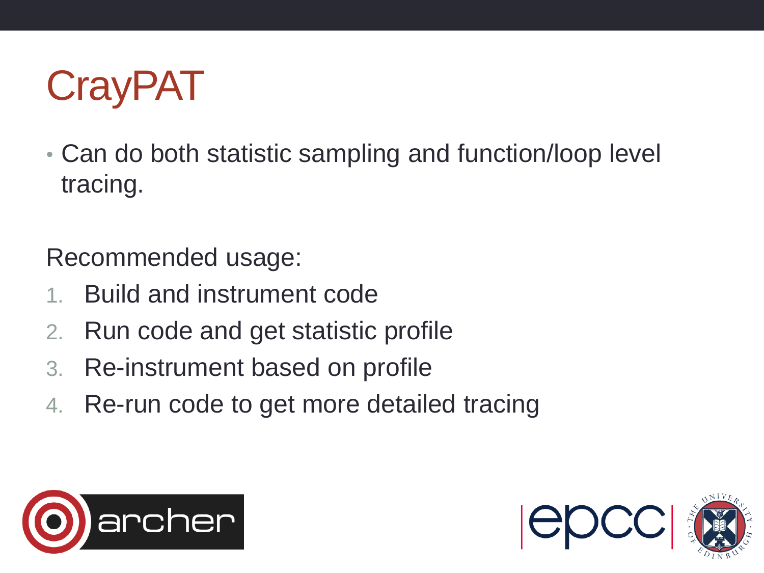# CrayPAT

- Can do both statistic sampling and function/loop level tracing.

Recommended usage:

1. Build and instrument code
2. Run code and get statistic profile
3. Re-instrument based on profile
4. Re-run code to get more detailed tracing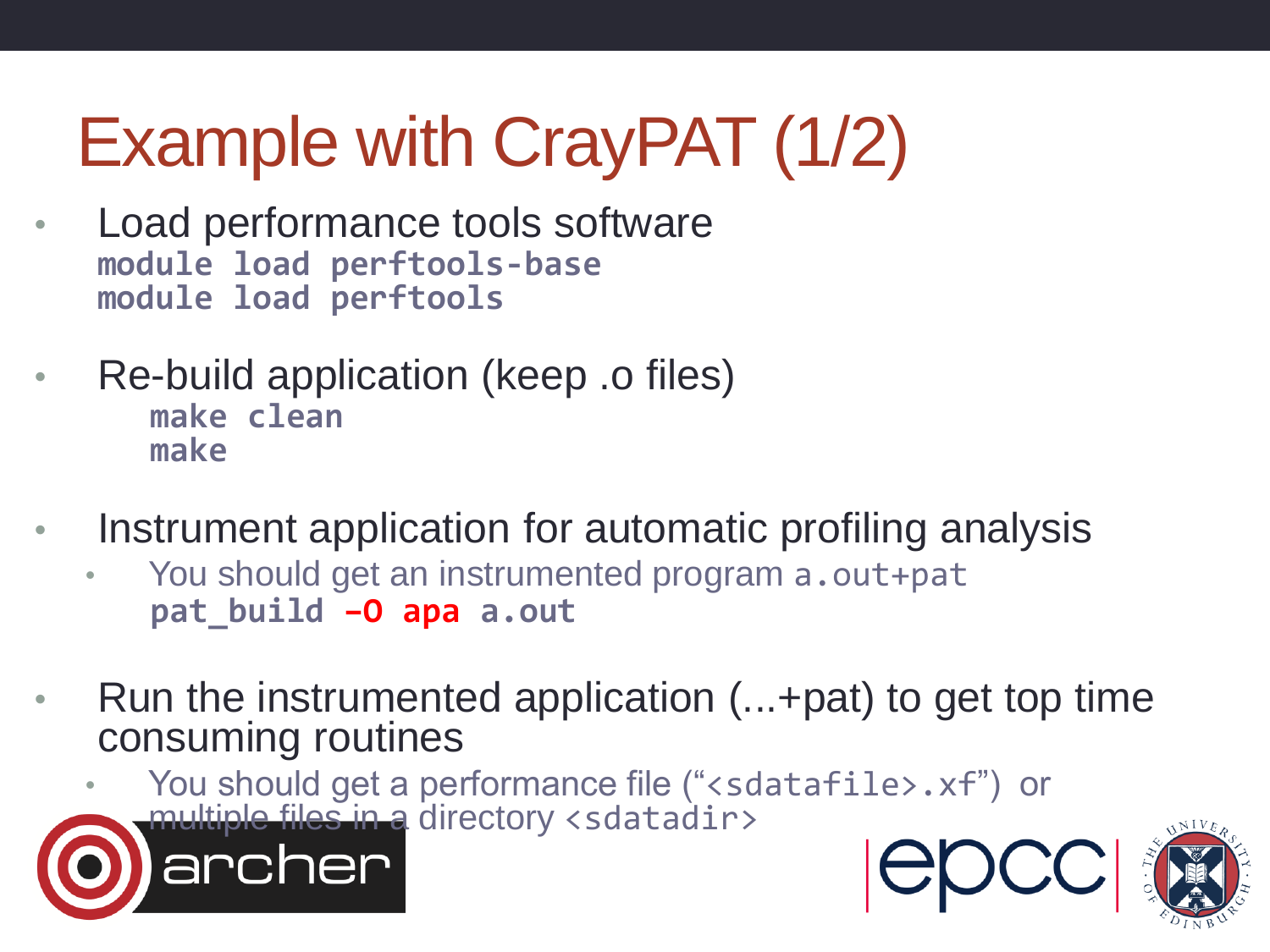# Example with CrayPAT (1/2)

- Load performance tools software

```
module load perftools-base
module load perftools
```

- Re-build application (keep .o files)

```
make clean
make
```

- Instrument application for automatic profiling analysis
  - You should get an instrumented program `a.out+pat`

```
pat_build –O apa a.out
```

- Run the instrumented application (...+pat) to get top time consuming routines
  - You should get a performance file ("`<sdatafile>.xf`") or multiple files in a directory `<sdatadir>`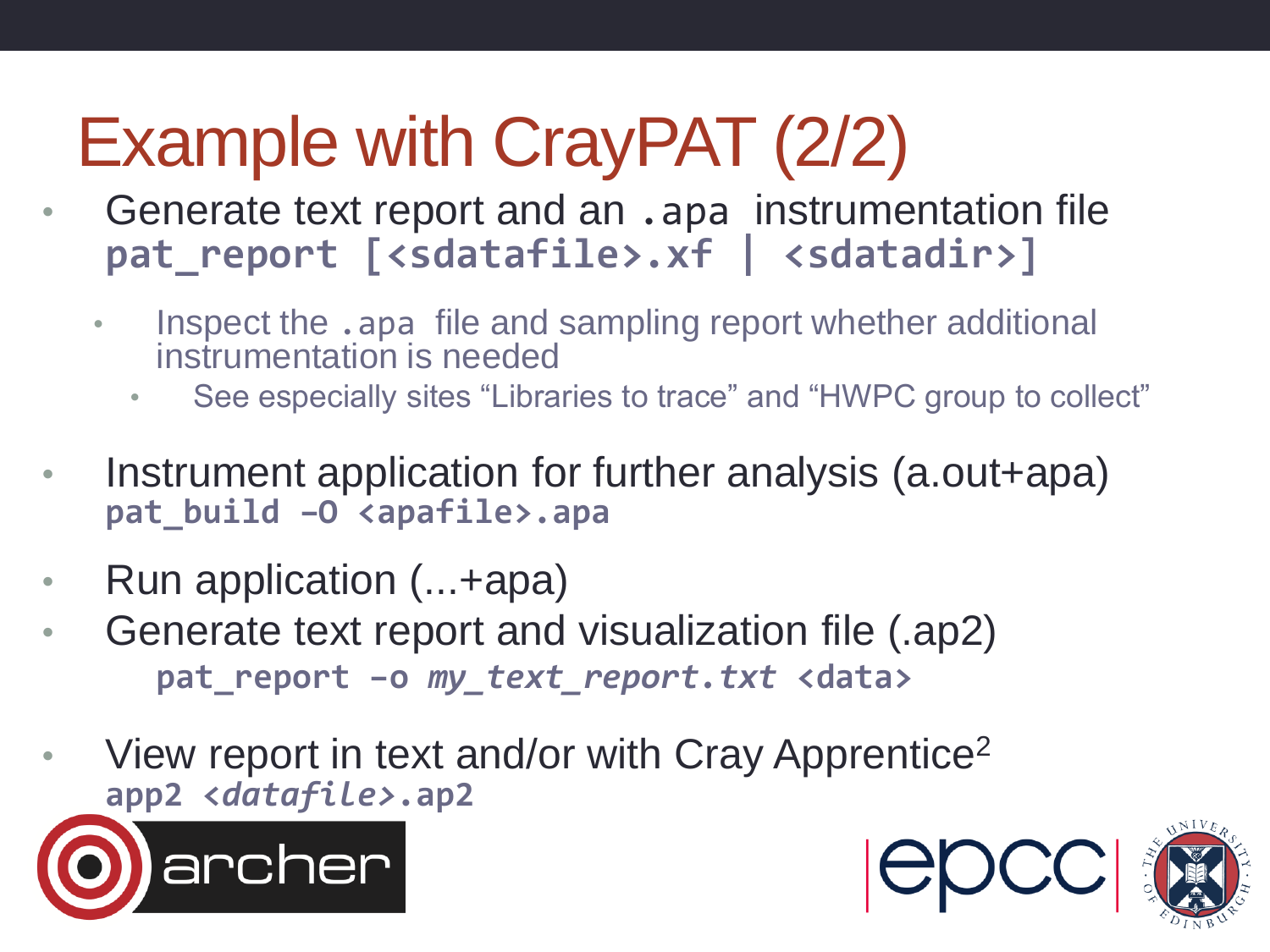# Example with CrayPAT (2/2)

- Generate text report and an `.apa` instrumentation file
  `pat_report [<sdatafile>.xf | <sdatadir>]`
  - Inspect the `.apa` file and sampling report whether additional instrumentation is needed
    - See especially sites “Libraries to trace” and “HWPC group to collect”
- Instrument application for further analysis (a.out+apa)
  `pat_build –O <apafile>.apa`
- Run application (...+apa)
- Generate text report and visualization file (.ap2)
  `pat_report –o my_text_report.txt <data>`
- View report in text and/or with Cray Apprentice[2]
  `app2 <datafile>.ap2`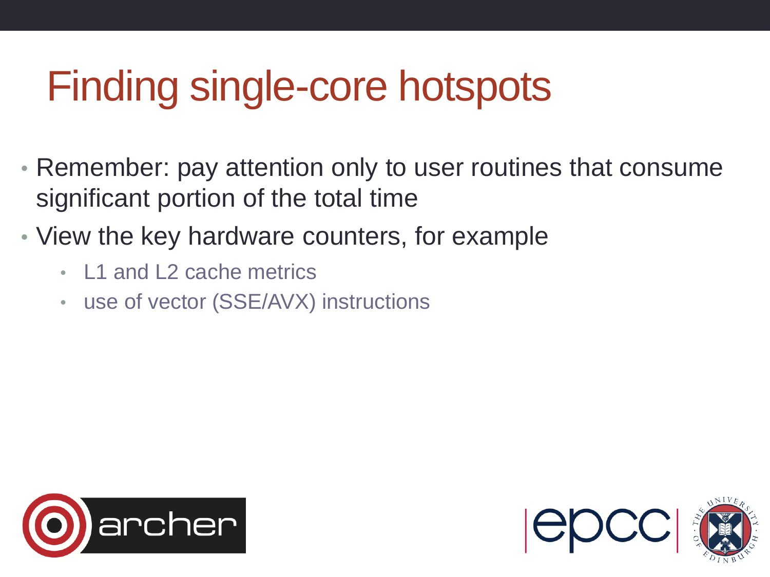# Finding single-core hotspots

- Remember: pay attention only to user routines that consume significant portion of the total time
- View the key hardware counters, for example
  - L1 and L2 cache metrics
  - use of vector (SSE/AVX) instructions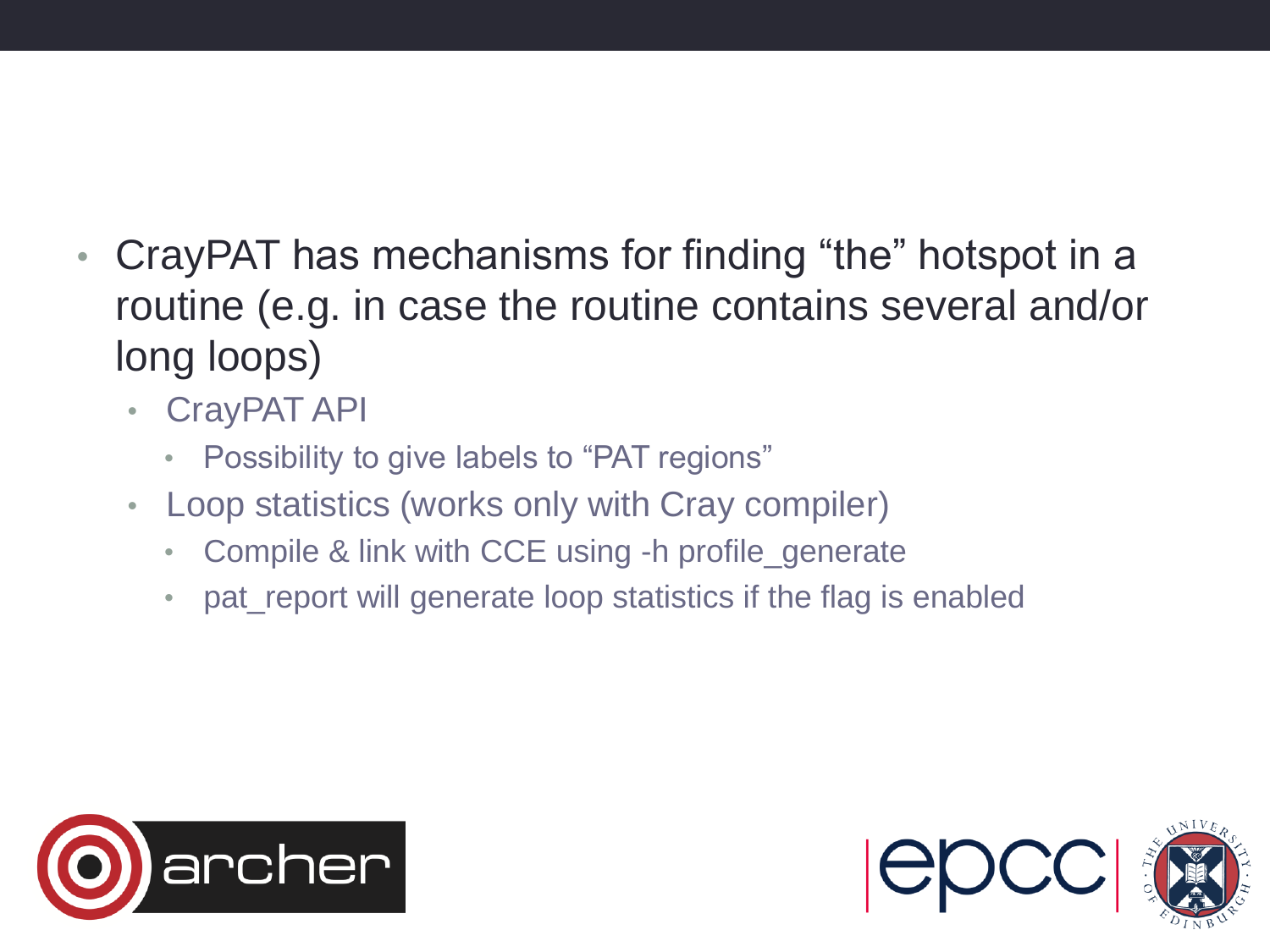- CrayPAT has mechanisms for finding “the” hotspot in a routine (e.g. in case the routine contains several and/or long loops)
  - CrayPAT API
    - Possibility to give labels to “PAT regions”
  - Loop statistics (works only with Cray compiler)
    - Compile & link with CCE using -h profile_generate
    - pat_report will generate loop statistics if the flag is enabled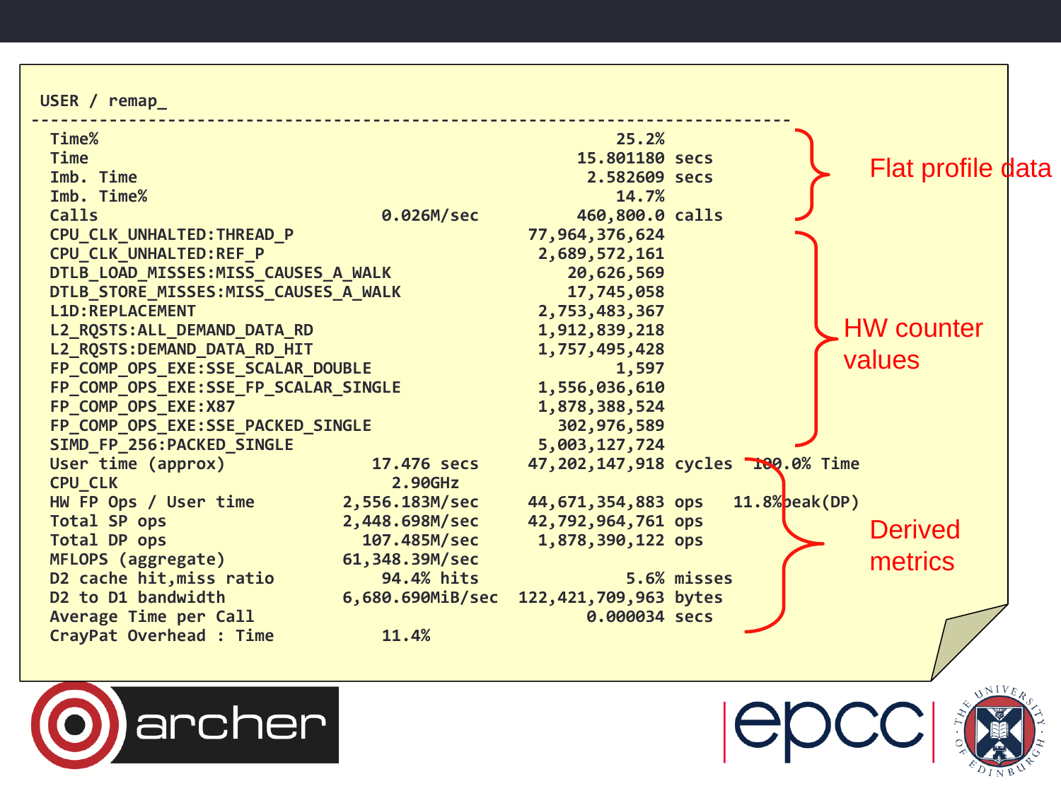```
USER / remap_
------------------------------------------------------------------------------
  Time%                                                       25.2%
  Time                                                    15.801180 secs
  Imb. Time                                                2.582609 secs
  Imb. Time%                                                  14.7%
  Calls                               0.026M/sec          460,800.0 calls
  CPU_CLK_UNHALTED:THREAD_P                          77,964,376,624
  CPU_CLK_UNHALTED:REF_P                              2,689,572,161
  DTLB_LOAD_MISSES:MISS_CAUSES_A_WALK                    20,626,569
  DTLB_STORE_MISSES:MISS_CAUSES_A_WALK                   17,745,058
  L1D:REPLACEMENT                                     2,753,483,367
  L2_RQSTS:ALL_DEMAND_DATA_RD                         1,912,839,218
  L2_RQSTS:DEMAND_DATA_RD_HIT                         1,757,495,428
  FP_COMP_OPS_EXE:SSE_SCALAR_DOUBLE                           1,597
  FP_COMP_OPS_EXE:SSE_FP_SCALAR_SINGLE                1,556,036,610
  FP_COMP_OPS_EXE:X87                                 1,878,388,524
  FP_COMP_OPS_EXE:SSE_PACKED_SINGLE                     302,976,589
  SIMD_FP_256:PACKED_SINGLE                           5,003,127,724
  User time (approx)                 17.476 secs     47,202,147,918 cycles  100.0% Time
  CPU_CLK                             2.90GHz
  HW FP Ops / User time           2,556.183M/sec     44,671,354,883 ops   11.8%peak(DP)
  Total SP ops                    2,448.698M/sec     42,792,964,761 ops
  Total DP ops                      107.485M/sec      1,878,390,122 ops
  MFLOPS (aggregate)             61,348.39M/sec
  D2 cache hit,miss ratio             94.4% hits               5.6% misses
  D2 to D1 bandwidth             6,680.690MiB/sec  122,421,709,963 bytes
  Average Time per Call                                    0.000034 secs
  CrayPat Overhead : Time             11.4%
```

- Flat profile data (Time% through Calls)
- HW counter values (CPU_CLK_UNHALTED:THREAD_P through SIMD_FP_256:PACKED_SINGLE)
- Derived metrics (User time (approx) through CrayPat Overhead : Time)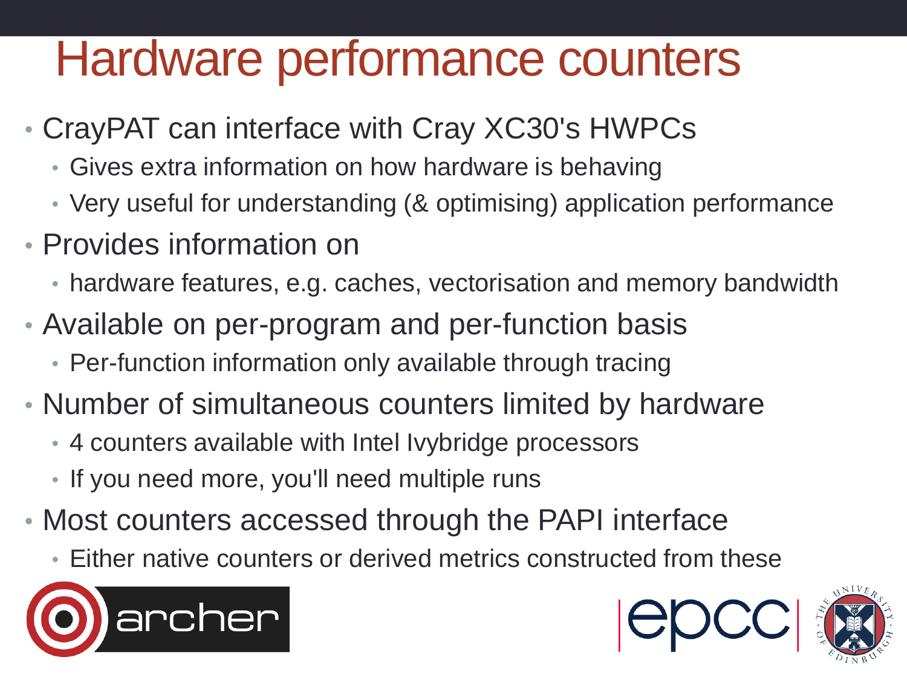# Hardware performance counters

- CrayPAT can interface with Cray XC30's HWPCs
  - Gives extra information on how hardware is behaving
  - Very useful for understanding (& optimising) application performance
- Provides information on
  - hardware features, e.g. caches, vectorisation and memory bandwidth
- Available on per-program and per-function basis
  - Per-function information only available through tracing
- Number of simultaneous counters limited by hardware
  - 4 counters available with Intel Ivybridge processors
  - If you need more, you'll need multiple runs
- Most counters accessed through the PAPI interface
  - Either native counters or derived metrics constructed from these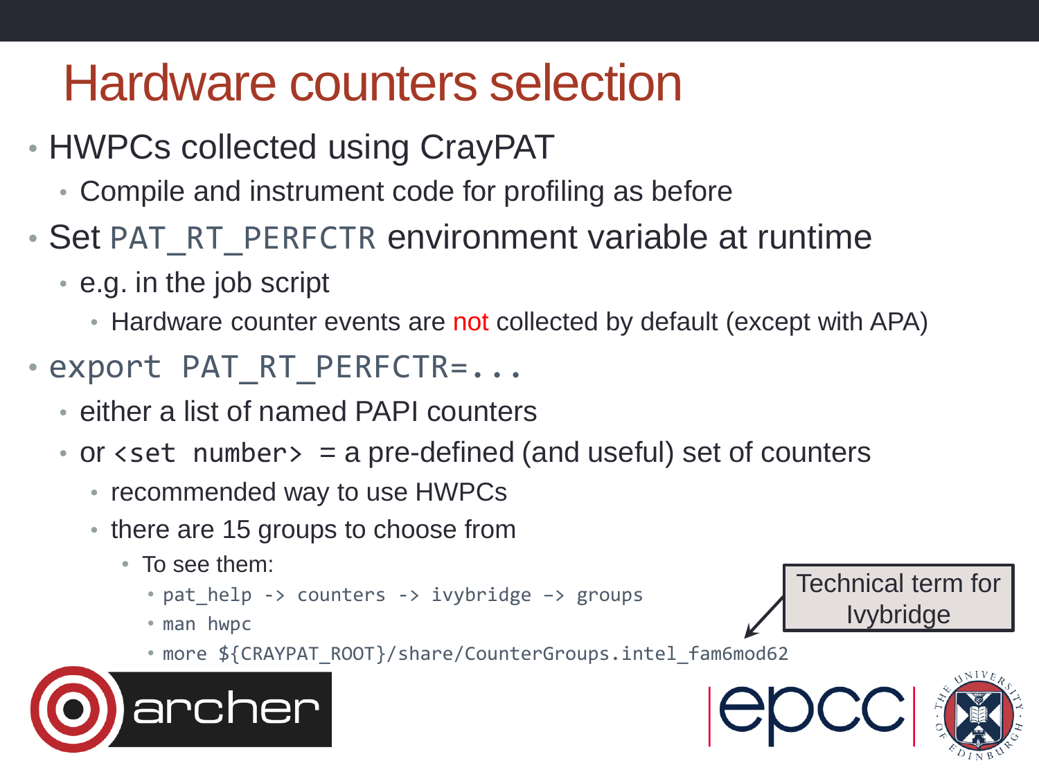# Hardware counters selection

- HWPCs collected using CrayPAT
  - Compile and instrument code for profiling as before
- Set `PAT_RT_PERFCTR` environment variable at runtime
  - e.g. in the job script
    - Hardware counter events are not collected by default (except with APA)
- `export PAT_RT_PERFCTR=...`
  - either a list of named PAPI counters
  - or `<set number>` = a pre-defined (and useful) set of counters
    - recommended way to use HWPCs
    - there are 15 groups to choose from
      - To see them:
        - `pat_help -> counters -> ivybridge –> groups`
        - `man hwpc`
        - `more ${CRAYPAT_ROOT}/share/CounterGroups.intel_fam6mod62`

Technical term for Ivybridge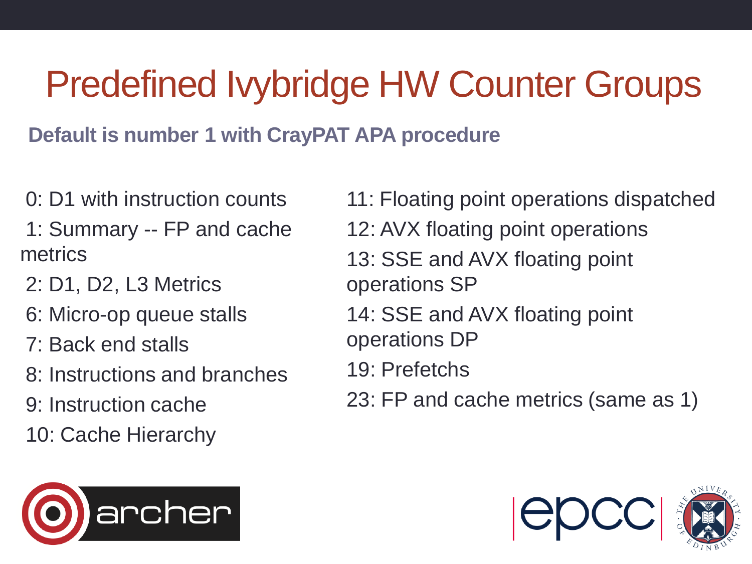# Predefined Ivybridge HW Counter Groups

**Default is number 1 with CrayPAT APA procedure**

- 0: D1 with instruction counts
- 1: Summary -- FP and cache metrics
- 2: D1, D2, L3 Metrics
- 6: Micro-op queue stalls
- 7: Back end stalls
- 8: Instructions and branches
- 9: Instruction cache
- 10: Cache Hierarchy
- 11: Floating point operations dispatched
- 12: AVX floating point operations
- 13: SSE and AVX floating point operations SP
- 14: SSE and AVX floating point operations DP
- 19: Prefetchs
- 23: FP and cache metrics (same as 1)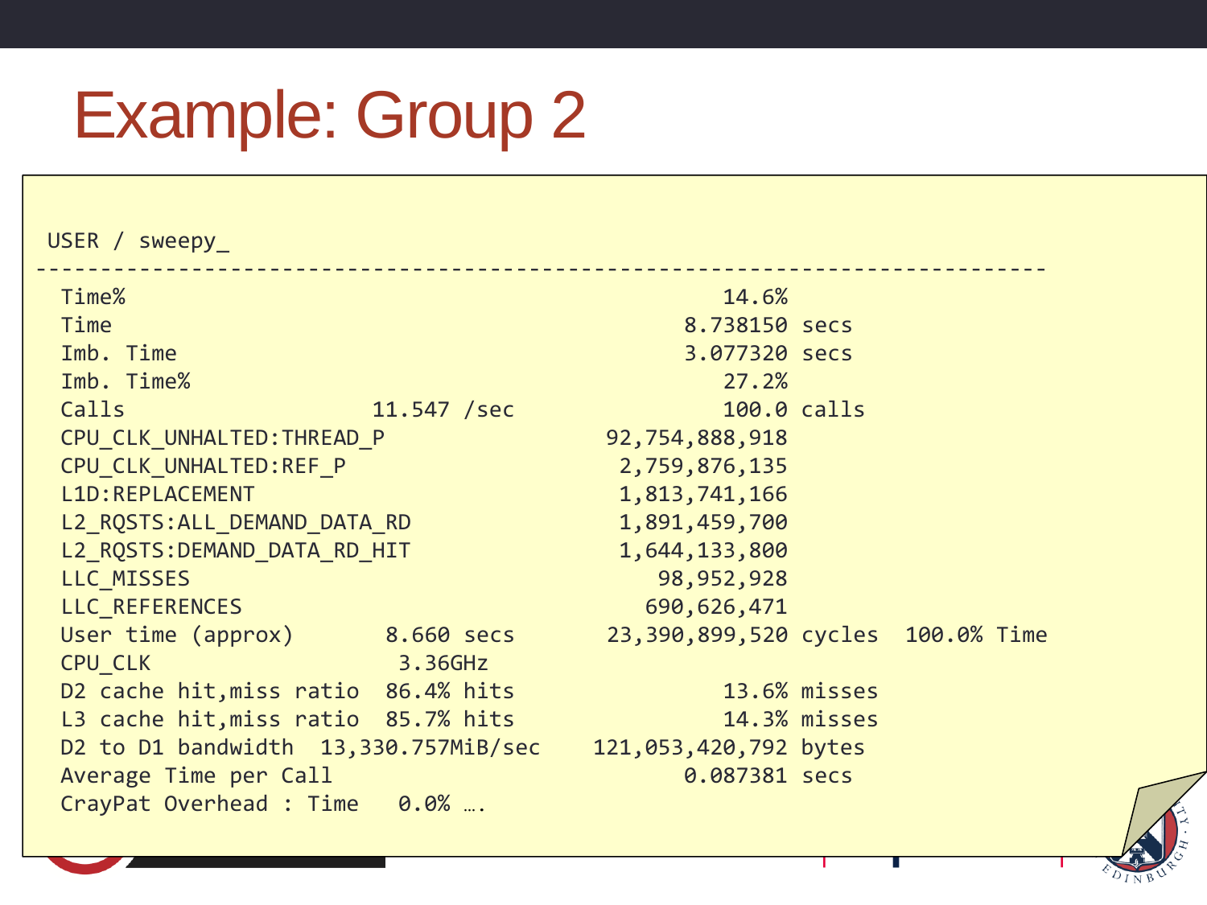# Example: Group 2

```
USER / sweepy_
------------------------------------------------------------------------------
  Time%                                                 14.6%
  Time                                               8.738150 secs
  Imb. Time                                          3.077320 secs
  Imb. Time%                                            27.2%
  Calls                    11.547 /sec                  100.0 calls
  CPU_CLK_UNHALTED:THREAD_P                    92,754,888,918
  CPU_CLK_UNHALTED:REF_P                        2,759,876,135
  L1D:REPLACEMENT                               1,813,741,166
  L2_RQSTS:ALL_DEMAND_DATA_RD                   1,891,459,700
  L2_RQSTS:DEMAND_DATA_RD_HIT                   1,644,133,800
  LLC_MISSES                                       98,952,928
  LLC_REFERENCES                                  690,626,471
  User time (approx)        8.660 secs         23,390,899,520 cycles  100.0% Time
  CPU_CLK                    3.36GHz
  D2 cache hit,miss ratio  86.4% hits                   13.6% misses
  L3 cache hit,miss ratio  85.7% hits                   14.3% misses
  D2 to D1 bandwidth  13,330.757MiB/sec       121,053,420,792 bytes
  Average Time per Call                              0.087381 secs
  CrayPat Overhead : Time   0.0% ….
```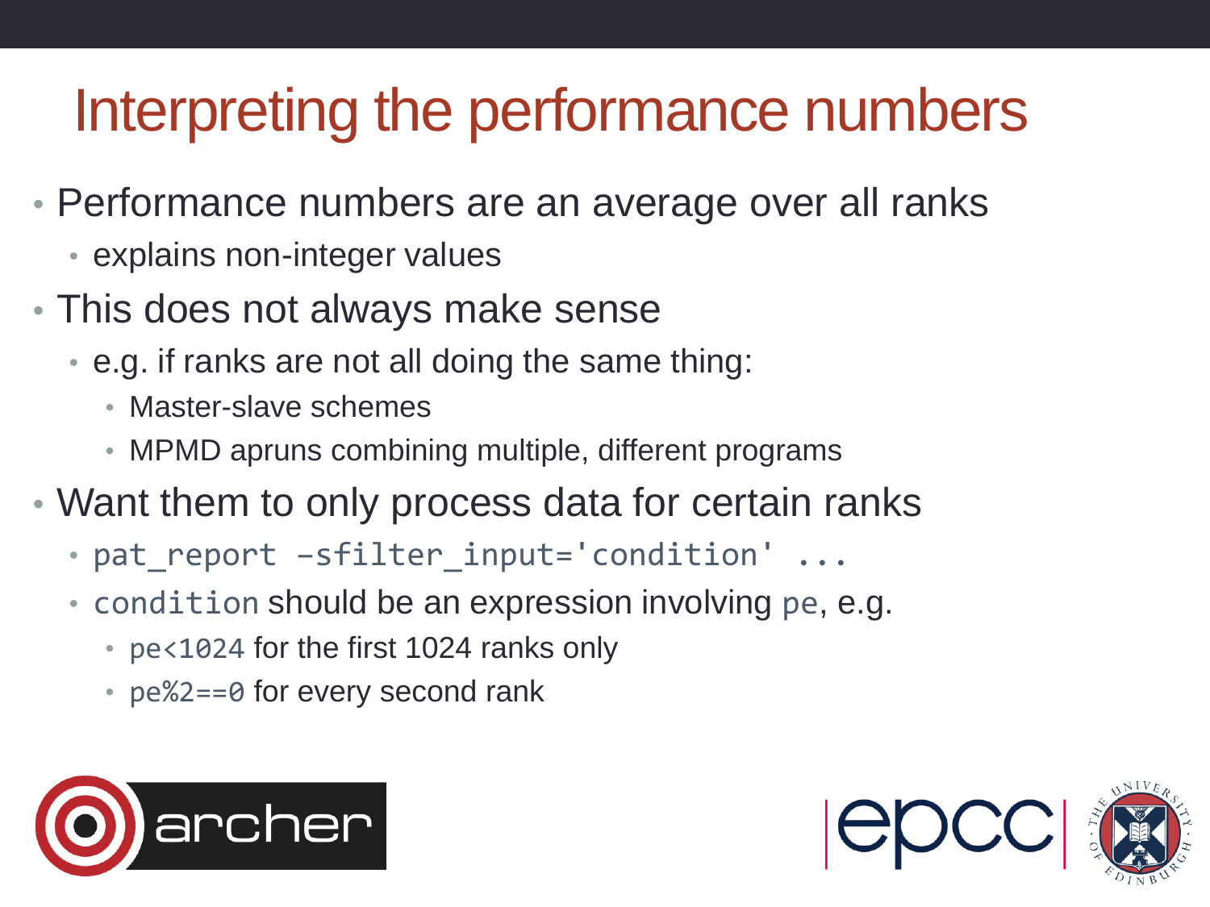# Interpreting the performance numbers

- Performance numbers are an average over all ranks
  - explains non-integer values
- This does not always make sense
  - e.g. if ranks are not all doing the same thing:
    - Master-slave schemes
    - MPMD apruns combining multiple, different programs
- Want them to only process data for certain ranks
  - `pat_report -sfilter_input='condition' ...`
  - `condition` should be an expression involving `pe`, e.g.
    - `pe<1024` for the first 1024 ranks only
    - `pe%2==0` for every second rank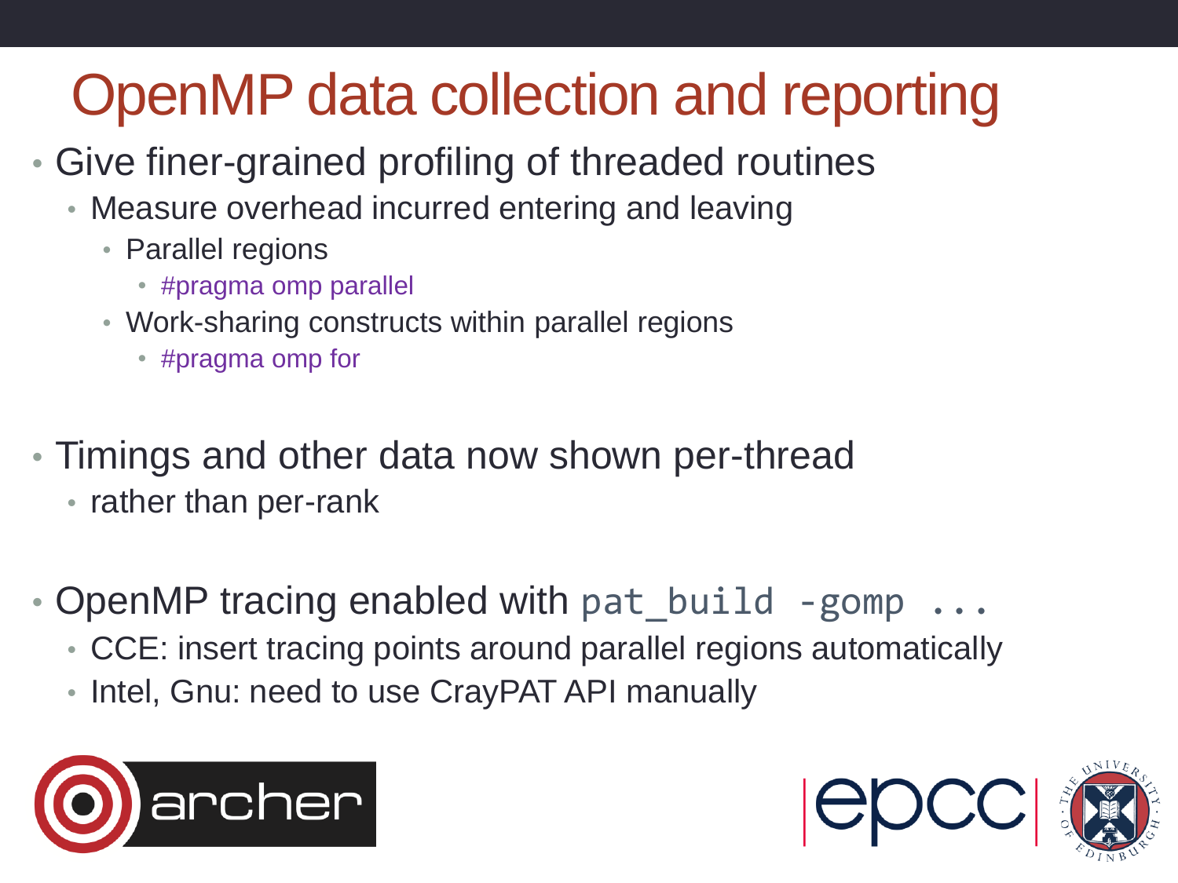# OpenMP data collection and reporting

- Give finer-grained profiling of threaded routines
  - Measure overhead incurred entering and leaving
    - Parallel regions
      - #pragma omp parallel
    - Work-sharing constructs within parallel regions
      - #pragma omp for
- Timings and other data now shown per-thread
  - rather than per-rank
- OpenMP tracing enabled with `pat_build -gomp ...`
  - CCE: insert tracing points around parallel regions automatically
  - Intel, Gnu: need to use CrayPAT API manually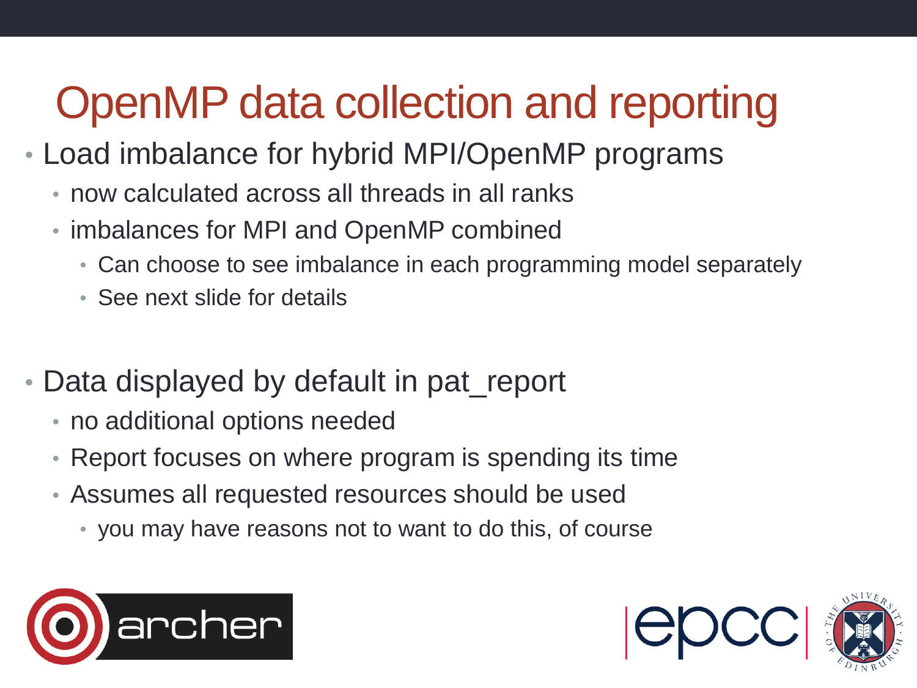# OpenMP data collection and reporting

- Load imbalance for hybrid MPI/OpenMP programs
  - now calculated across all threads in all ranks
  - imbalances for MPI and OpenMP combined
    - Can choose to see imbalance in each programming model separately
    - See next slide for details
- Data displayed by default in pat_report
  - no additional options needed
  - Report focuses on where program is spending its time
  - Assumes all requested resources should be used
    - you may have reasons not to want to do this, of course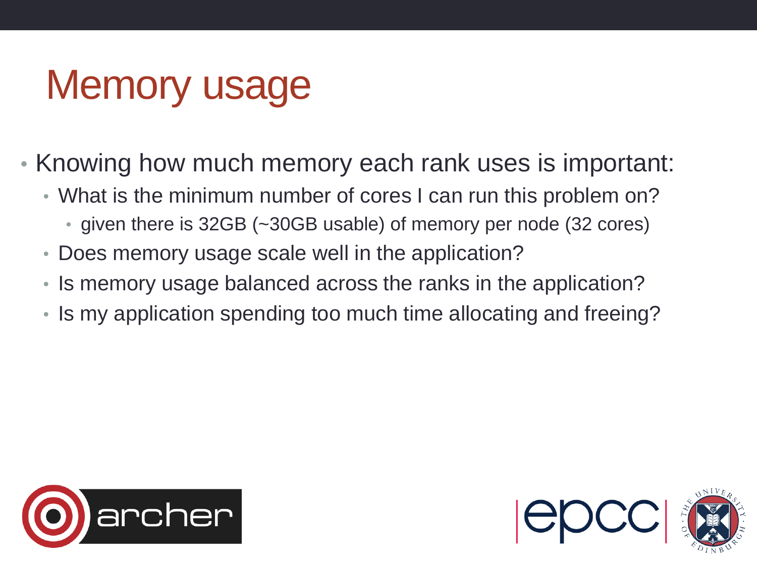# Memory usage

- Knowing how much memory each rank uses is important:
  - What is the minimum number of cores I can run this problem on?
    - given there is 32GB (~30GB usable) of memory per node (32 cores)
  - Does memory usage scale well in the application?
  - Is memory usage balanced across the ranks in the application?
  - Is my application spending too much time allocating and freeing?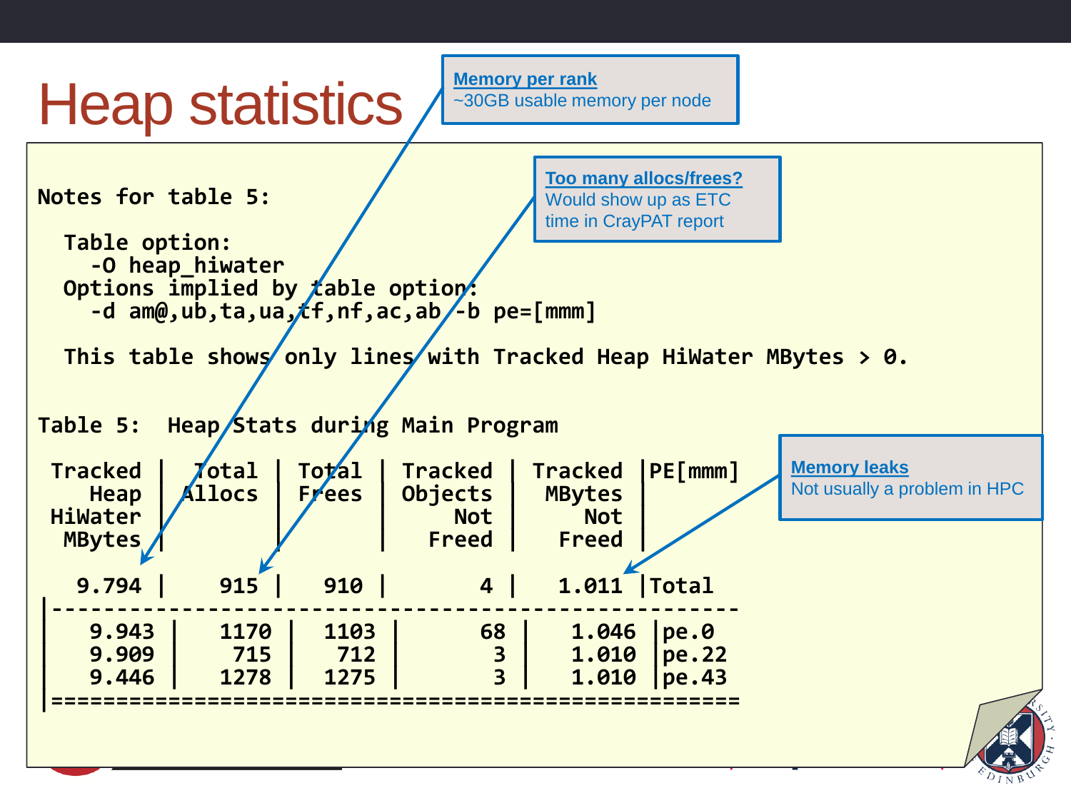# Heap statistics

**Memory per rank**
~30GB usable memory per node

**Too many allocs/frees?**
Would show up as ETC time in CrayPAT report

**Memory leaks**
Not usually a problem in HPC

```
Notes for table 5:

  Table option:
    -O heap_hiwater
  Options implied by table option:
    -d am@,ub,ta,ua,tf,nf,ac,ab -b pe=[mmm]

  This table shows only lines with Tracked Heap HiWater MBytes > 0.


Table 5:  Heap Stats during Main Program

 Tracked |  Total |  Total | Tracked |  Tracked |PE[mmm]
    Heap | Allocs |  Frees | Objects |   MBytes |
 HiWater |        |        |     Not |      Not |
  MBytes |        |        |   Freed |    Freed |

   9.794 |    915 |    910 |       4 |    1.011 |Total
|-----------------------------------------------------
|    9.943 |   1170 |   1103 |      68 |    1.046 |pe.0
|    9.909 |    715 |    712 |       3 |    1.010 |pe.22
|    9.446 |   1278 |   1275 |       3 |    1.010 |pe.43
|=====================================================
```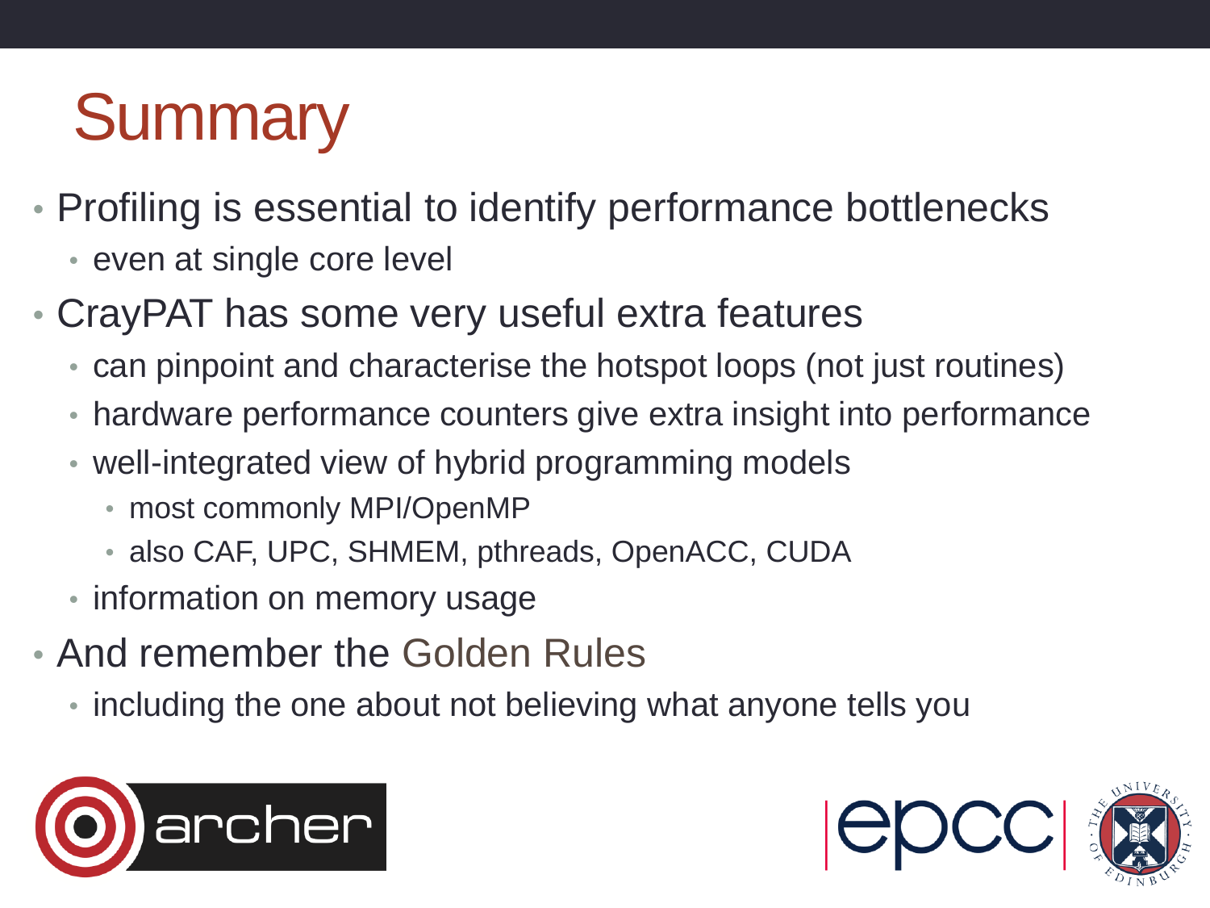# Summary

- Profiling is essential to identify performance bottlenecks
  - even at single core level
- CrayPAT has some very useful extra features
  - can pinpoint and characterise the hotspot loops (not just routines)
  - hardware performance counters give extra insight into performance
  - well-integrated view of hybrid programming models
    - most commonly MPI/OpenMP
    - also CAF, UPC, SHMEM, pthreads, OpenACC, CUDA
  - information on memory usage
- And remember the Golden Rules
  - including the one about not believing what anyone tells you